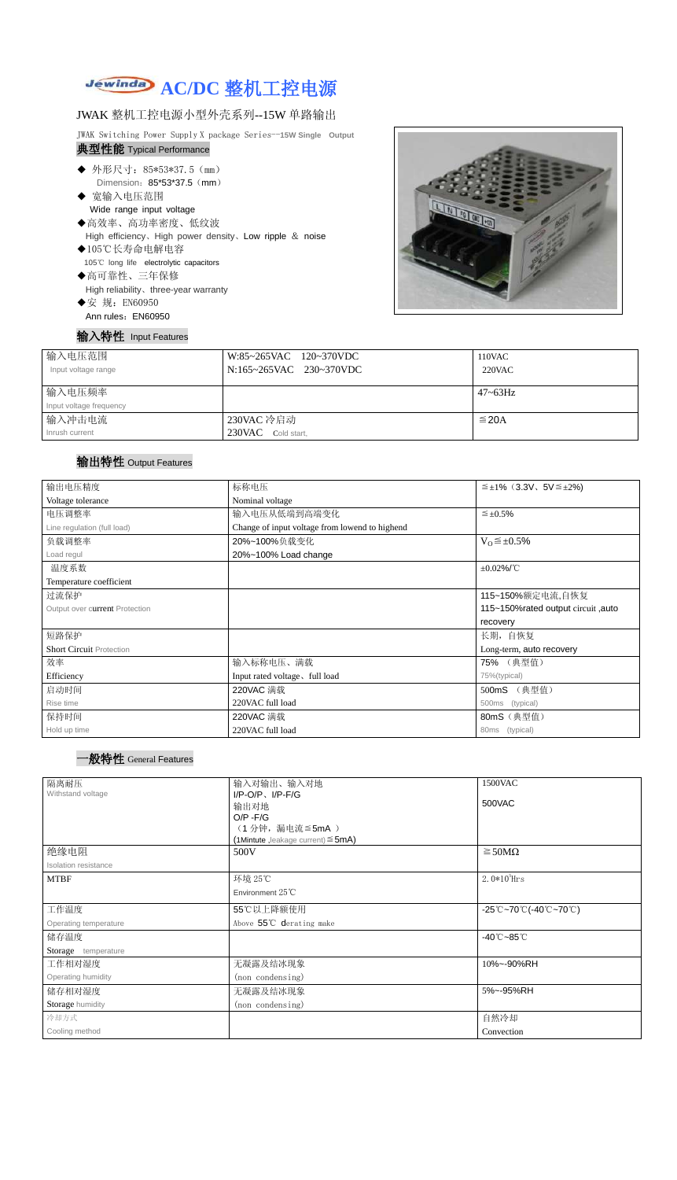# Jewinda AC/DC 整机工控电源

JWAK 整机工控电源小型外壳系列--15W 单路输出

JWAK Switching Power Supply X package Series--15W Single Output

## 典型性能 Typical Performance

- ◆ 外形尺寸：85*53*37.5（mm）
  Dimension：85*53*37.5（mm）
- ◆ 宽输入电压范围
  Wide range input voltage
- ◆高效率、高功率密度、低纹波
  High efficiency、High power density、Low ripple & noise
- ◆105℃长寿命电解电容
  105℃ long life electrolytic capacitors
- ◆高可靠性、三年保修
  High reliability、three-year warranty
- ◆安 规：EN60950
  Ann rules：EN60950

## 输入特性 Input Features

| 输入电压范围<br>Input voltage range | W:85~265VAC 120~370VDC<br>N:165~265VAC 230~370VDC | 110VAC<br>220VAC |
|---|---|---|
| 输入电压频率<br>Input voltage frequency | | 47~63Hz |
| 输入冲击电流<br>Inrush current | 230VAC 冷启动<br>230VAC Cold start, | ≦20A |

## 输出特性 Output Features

| 输出电压精度<br>Voltage tolerance | 标称电压<br>Nominal voltage | ≦±1%（3.3V、5V≦±2%) |
|---|---|---|
| 电压调整率<br>Line regulation (full load) | 输入电压从低端到高端变化<br>Change of input voltage from lowend to highend | ≦±0.5% |
| 负载调整率<br>Load regul | 20%~100%负载变化<br>20%~100% Load change | $V_O$≦±0.5% |
| 温度系数<br>Temperature coefficient | | ±0.02%/℃ |
| 过流保护<br>Output over current Protection | | 115~150%额定电流,自恢复<br>115~150%rated output circuit ,auto recovery |
| 短路保护<br>Short Circuit Protection | | 长期，自恢复<br>Long-term, auto recovery |
| 效率<br>Efficiency | 输入标称电压、满载<br>Input rated voltage、full load | 75% （典型值）<br>75%(typical) |
| 启动时间<br>Rise time | 220VAC 满载<br>220VAC full load | 500mS （典型值）<br>500ms (typical) |
| 保持时间<br>Hold up time | 220VAC 满载<br>220VAC full load | 80mS（典型值）<br>80ms (typical) |

## 一般特性 General Features

| 隔离耐压<br>Withstand voltage | 输入对输出、输入对地<br>I/P-O/P、I/P-F/G<br>输出对地<br>O/P -F/G<br>（1 分钟，漏电流≦5mA ）<br>(1Mintute ,leakage current)≦5mA) | 1500VAC<br>500VAC |
|---|---|---|
| 绝缘电阻<br>Isolation resistance | 500V | ≧50MΩ |
| MTBF | 环境 25℃<br>Environment 25℃ | 2.0*10⁵Hrs |
| 工作温度<br>Operating temperature | 55℃以上降额使用<br>Above 55℃ derating make | -25℃~70℃(-40℃~70℃) |
| 储存温度<br>Storage temperature | | -40℃~85℃ |
| 工作相对湿度<br>Operating humidity | 无凝露及结冰现象<br>(non condensing) | 10%~-90%RH |
| 储存相对湿度<br>Storage humidity | 无凝露及结冰现象<br>(non condensing) | 5%~-95%RH |
| 冷却方式<br>Cooling method | | 自然冷却<br>Convection |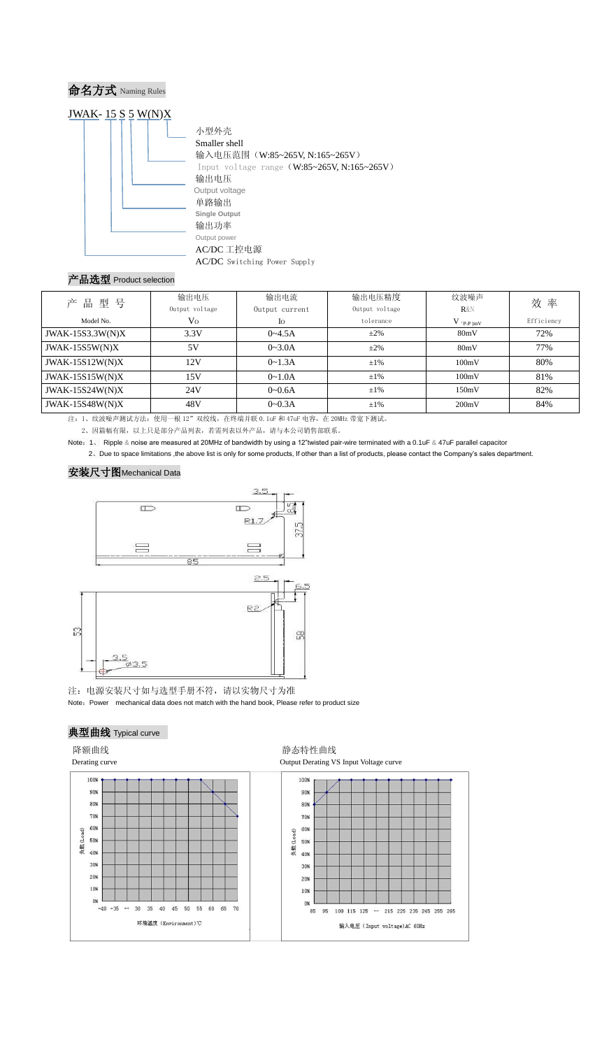## 命名方式 Naming Rules

JWAK- 15 S 5 W(N)X

小型外壳
Smaller shell
输入电压范围（W:85~265V, N:165~265V）
Input voltage range（W:85~265V, N:165~265V）
输出电压
Output voltage
单路输出
Single Output
输出功率
Output power
AC/DC 工控电源
AC/DC Switching Power Supply

## 产品选型 Product selection

| 产 品 型 号<br>Model No. | 输出电压<br>Output voltage<br>Vo | 输出电流<br>Output current<br>Io | 输出电压精度<br>Output voltage<br>tolerance | 纹波噪声<br>R&N<br>V (P-P)mV | 效 率<br>Efficiency |
|---|---|---|---|---|---|
| JWAK-15S3.3W(N)X | 3.3V | 0~4.5A | ±2% | 80mV | 72% |
| JWAK-15S5W(N)X | 5V | 0~3.0A | ±2% | 80mV | 77% |
| JWAK-15S12W(N)X | 12V | 0~1.3A | ±1% | 100mV | 80% |
| JWAK-15S15W(N)X | 15V | 0~1.0A | ±1% | 100mV | 81% |
| JWAK-15S24W(N)X | 24V | 0~0.6A | ±1% | 150mV | 82% |
| JWAK-15S48W(N)X | 48V | 0~0.3A | ±1% | 200mV | 84% |

注：1、纹波噪声测试方法：使用一根 12”双绞线，在终端并联 0.1uF 和 47uF 电容，在 20MHz 带宽下测试。

2、因篇幅有限，以上只是部分产品列表，若需列表以外产品，请与本公司销售部联系。

Note：1、 Ripple & noise are measured at 20MHz of bandwidth by using a 12"twisted pair-wire terminated with a 0.1uF & 47uF parallel capacitor

2、Due to space limitations ,the above list is only for some products, If other than a list of products, please contact the Company's sales department.

## 安装尺寸图Mechanical Data

3.5
8.5
R1.7
37.5
85
2.5
6.5
R2
53
58
3.5
Ø3.5

注：电源安装尺寸如与选型手册不符，请以实物尺寸为准

Note：Power mechanical data does not match with the hand book, Please refer to product size

## 典型曲线 Typical curve

降额曲线
Derating curve

100%
90%
80%
70%
60%
50%
40%
30%
20%
10%
0%
负载(Load)
-40 -35 ··· 30 35 40 45 50 55 60 65 70
环境温度 (Environment)℃

静态特性曲线
Output Derating VS Input Voltage curve

100%
90%
80%
70%
60%
50%
40%
30%
20%
10%
0%
负载(Load)
85 95 100 115 125 ··· 215 225 235 245 255 265
输入电压 (Input voltage)AC 60Hz